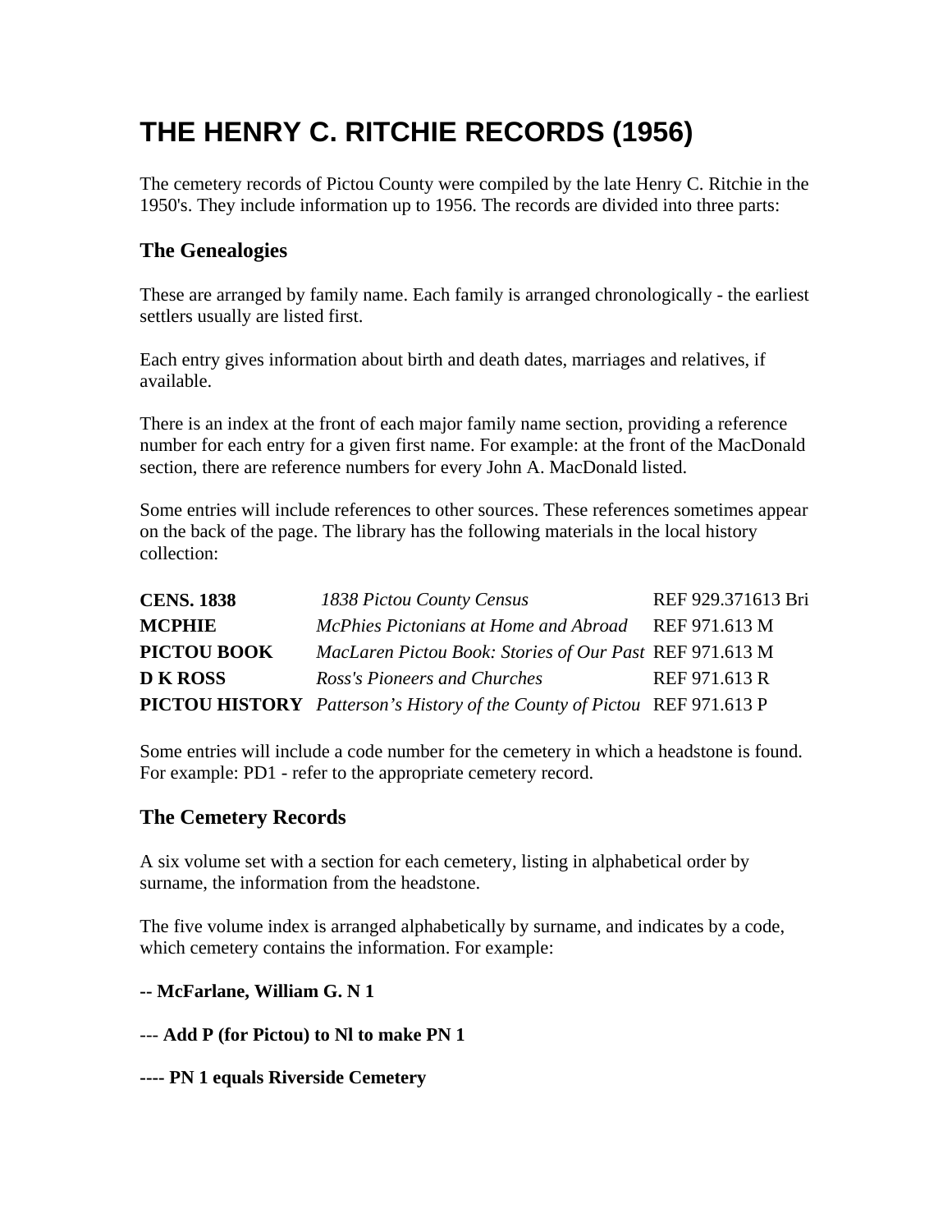# THE HENRY C. RITCHIE RECORDS (1956)

The cemetery records of Pictou County were compiled by the late Henry C. Ritchie in the 1950's. They include information up to 1956. The records are divided into three parts:

## The Genealogies

These are arranged by family name. Each family is arranged chronologically - the earliest settlers usually are listed first.

Each entry gives information about birth and death dates, marriages and relatives, if available.

There is an index at the front of each major family name section, providing a reference number for each entry for a given first name. For example: at the front of the MacDonald section, there are reference numbers for every John A. MacDonald listed.

Some entries will include references to other sources. These references sometimes appear on the back of the page. The library has the following materials in the local history collection:

| | | |
|---|---|---|
| **CENS. 1838** | *1838 Pictou County Census* | REF 929.371613 Bri |
| **MCPHIE** | *McPhies Pictonians at Home and Abroad* | REF 971.613 M |
| **PICTOU BOOK** | *MacLaren Pictou Book: Stories of Our Past* | REF 971.613 M |
| **D K ROSS** | *Ross's Pioneers and Churches* | REF 971.613 R |
| **PICTOU HISTORY** | *Patterson's History of the County of Pictou* | REF 971.613 P |

Some entries will include a code number for the cemetery in which a headstone is found. For example: PD1 - refer to the appropriate cemetery record.

## The Cemetery Records

A six volume set with a section for each cemetery, listing in alphabetical order by surname, the information from the headstone.

The five volume index is arranged alphabetically by surname, and indicates by a code, which cemetery contains the information. For example:

**-- McFarlane, William G. N 1**

--- **Add P (for Pictou) to Nl to make PN 1**

**---- PN 1 equals Riverside Cemetery**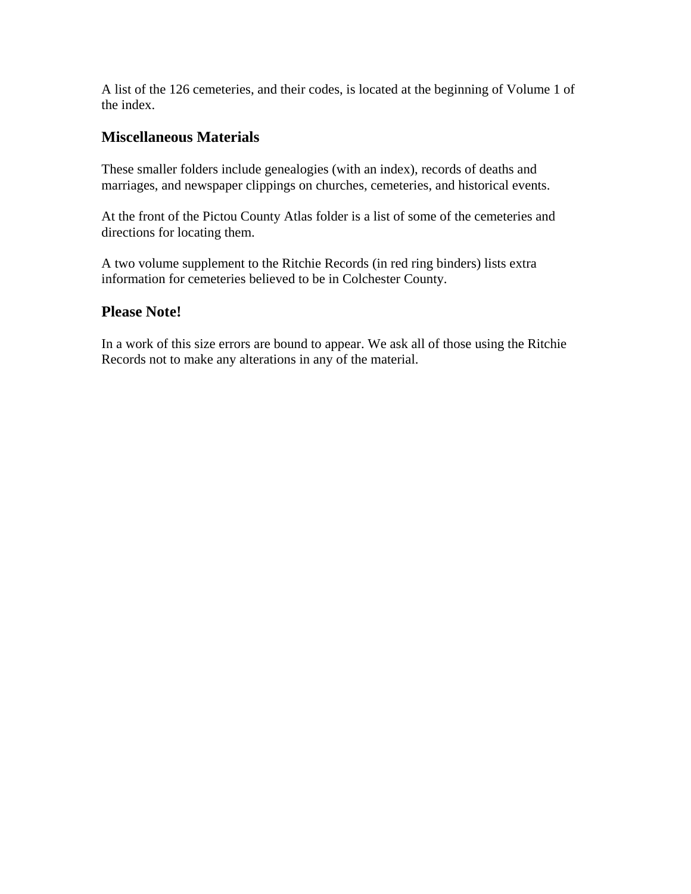A list of the 126 cemeteries, and their codes, is located at the beginning of Volume 1 of the index.

## Miscellaneous Materials

These smaller folders include genealogies (with an index), records of deaths and marriages, and newspaper clippings on churches, cemeteries, and historical events.

At the front of the Pictou County Atlas folder is a list of some of the cemeteries and directions for locating them.

A two volume supplement to the Ritchie Records (in red ring binders) lists extra information for cemeteries believed to be in Colchester County.

## Please Note!

In a work of this size errors are bound to appear. We ask all of those using the Ritchie Records not to make any alterations in any of the material.